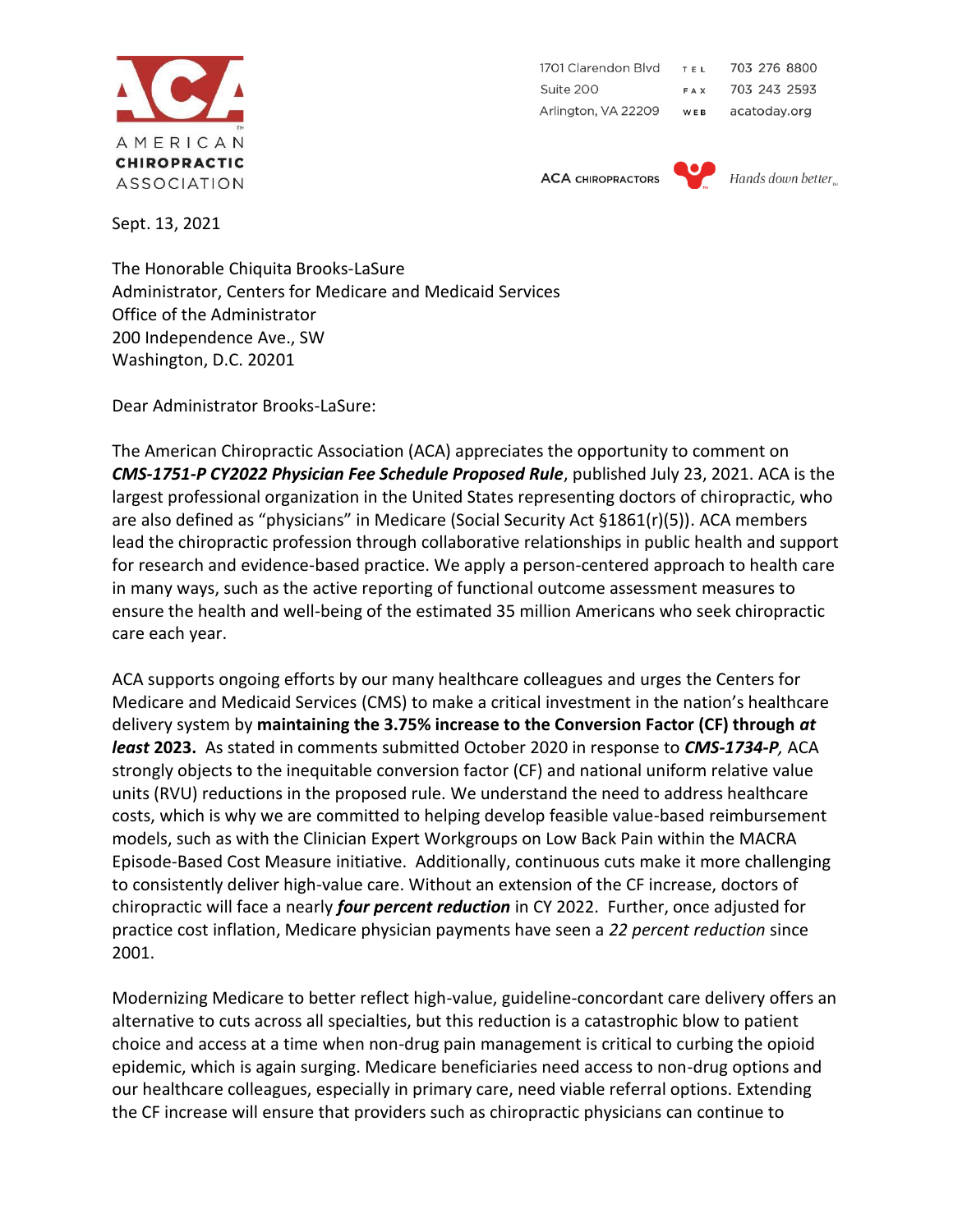AMERICAN CHIROPRACTIC ASSOCIATION

1701 Clarendon Blvd
Suite 200
Arlington, VA 22209

TEL 703 276 8800
FAX 703 243 2593
WEB acatoday.org

ACA CHIROPRACTORS — Hands down better™

Sept. 13, 2021

The Honorable Chiquita Brooks-LaSure
Administrator, Centers for Medicare and Medicaid Services
Office of the Administrator
200 Independence Ave., SW
Washington, D.C. 20201

Dear Administrator Brooks-LaSure:

The American Chiropractic Association (ACA) appreciates the opportunity to comment on ***CMS-1751-P CY2022 Physician Fee Schedule Proposed Rule***, published July 23, 2021. ACA is the largest professional organization in the United States representing doctors of chiropractic, who are also defined as "physicians" in Medicare (Social Security Act §1861(r)(5)). ACA members lead the chiropractic profession through collaborative relationships in public health and support for research and evidence-based practice. We apply a person-centered approach to health care in many ways, such as the active reporting of functional outcome assessment measures to ensure the health and well-being of the estimated 35 million Americans who seek chiropractic care each year.

ACA supports ongoing efforts by our many healthcare colleagues and urges the Centers for Medicare and Medicaid Services (CMS) to make a critical investment in the nation's healthcare delivery system by **maintaining the 3.75% increase to the Conversion Factor (CF) through *at least* 2023.** As stated in comments submitted October 2020 in response to ***CMS-1734-P,*** ACA strongly objects to the inequitable conversion factor (CF) and national uniform relative value units (RVU) reductions in the proposed rule. We understand the need to address healthcare costs, which is why we are committed to helping develop feasible value-based reimbursement models, such as with the Clinician Expert Workgroups on Low Back Pain within the MACRA Episode-Based Cost Measure initiative. Additionally, continuous cuts make it more challenging to consistently deliver high-value care. Without an extension of the CF increase, doctors of chiropractic will face a nearly ***four percent reduction*** in CY 2022. Further, once adjusted for practice cost inflation, Medicare physician payments have seen a *22 percent reduction* since 2001.

Modernizing Medicare to better reflect high-value, guideline-concordant care delivery offers an alternative to cuts across all specialties, but this reduction is a catastrophic blow to patient choice and access at a time when non-drug pain management is critical to curbing the opioid epidemic, which is again surging. Medicare beneficiaries need access to non-drug options and our healthcare colleagues, especially in primary care, need viable referral options. Extending the CF increase will ensure that providers such as chiropractic physicians can continue to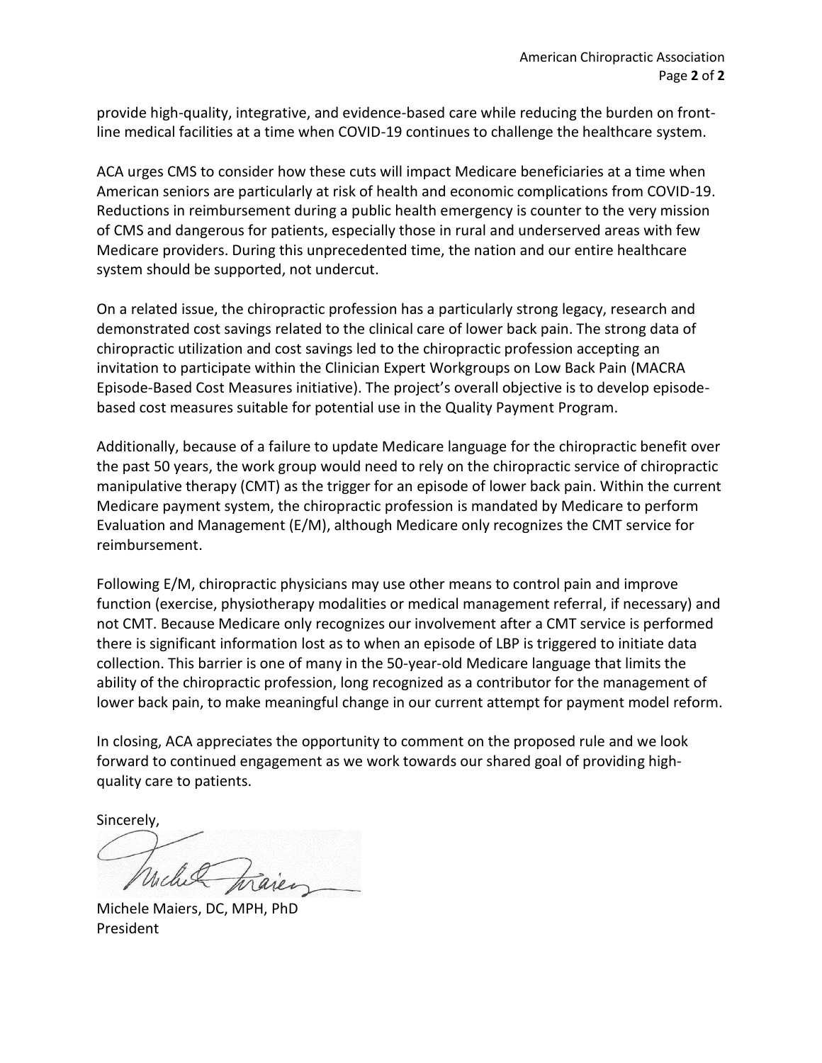provide high-quality, integrative, and evidence-based care while reducing the burden on front-line medical facilities at a time when COVID-19 continues to challenge the healthcare system.

ACA urges CMS to consider how these cuts will impact Medicare beneficiaries at a time when American seniors are particularly at risk of health and economic complications from COVID-19. Reductions in reimbursement during a public health emergency is counter to the very mission of CMS and dangerous for patients, especially those in rural and underserved areas with few Medicare providers. During this unprecedented time, the nation and our entire healthcare system should be supported, not undercut.

On a related issue, the chiropractic profession has a particularly strong legacy, research and demonstrated cost savings related to the clinical care of lower back pain. The strong data of chiropractic utilization and cost savings led to the chiropractic profession accepting an invitation to participate within the Clinician Expert Workgroups on Low Back Pain (MACRA Episode-Based Cost Measures initiative). The project's overall objective is to develop episode-based cost measures suitable for potential use in the Quality Payment Program.

Additionally, because of a failure to update Medicare language for the chiropractic benefit over the past 50 years, the work group would need to rely on the chiropractic service of chiropractic manipulative therapy (CMT) as the trigger for an episode of lower back pain. Within the current Medicare payment system, the chiropractic profession is mandated by Medicare to perform Evaluation and Management (E/M), although Medicare only recognizes the CMT service for reimbursement.

Following E/M, chiropractic physicians may use other means to control pain and improve function (exercise, physiotherapy modalities or medical management referral, if necessary) and not CMT. Because Medicare only recognizes our involvement after a CMT service is performed there is significant information lost as to when an episode of LBP is triggered to initiate data collection. This barrier is one of many in the 50-year-old Medicare language that limits the ability of the chiropractic profession, long recognized as a contributor for the management of lower back pain, to make meaningful change in our current attempt for payment model reform.

In closing, ACA appreciates the opportunity to comment on the proposed rule and we look forward to continued engagement as we work towards our shared goal of providing high-quality care to patients.

Sincerely,

Michele Maiers, DC, MPH, PhD
President